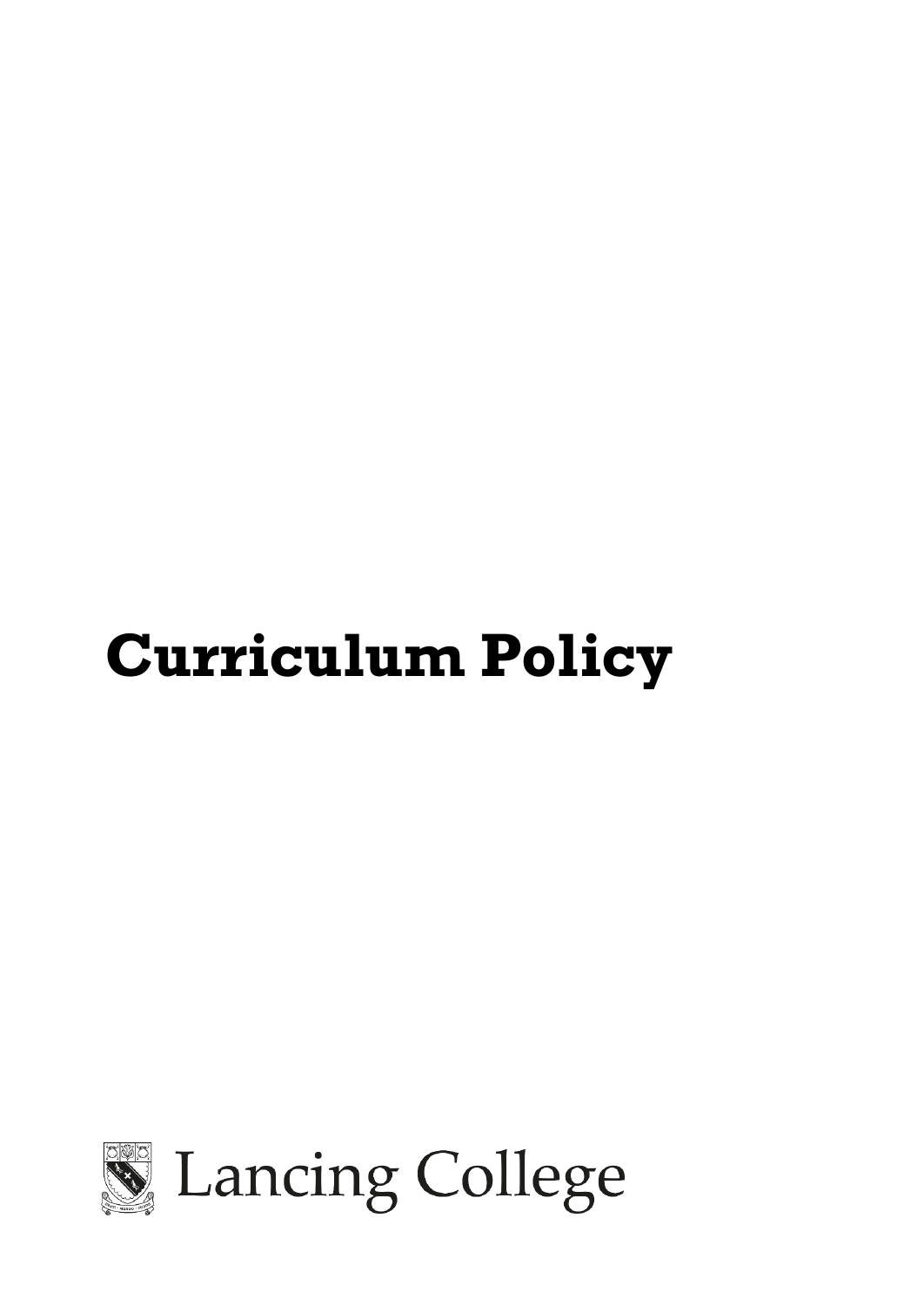# Curriculum Policy

Lancing College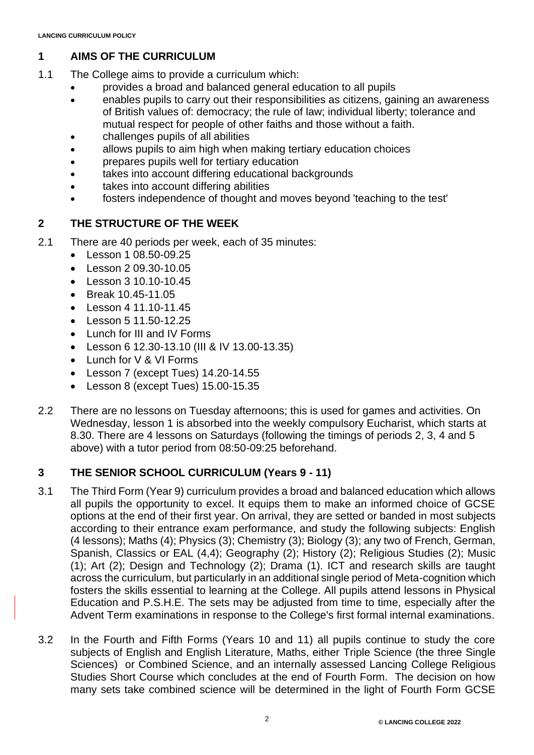## 1 AIMS OF THE CURRICULUM

1.1 The College aims to provide a curriculum which:

- provides a broad and balanced general education to all pupils
- enables pupils to carry out their responsibilities as citizens, gaining an awareness of British values of: democracy; the rule of law; individual liberty; tolerance and mutual respect for people of other faiths and those without a faith.
- challenges pupils of all abilities
- allows pupils to aim high when making tertiary education choices
- prepares pupils well for tertiary education
- takes into account differing educational backgrounds
- takes into account differing abilities
- fosters independence of thought and moves beyond 'teaching to the test'

## 2 THE STRUCTURE OF THE WEEK

2.1 There are 40 periods per week, each of 35 minutes:

- Lesson 1 08.50-09.25
- Lesson 2 09.30-10.05
- Lesson 3 10.10-10.45
- Break 10.45-11.05
- Lesson 4 11.10-11.45
- Lesson 5 11.50-12.25
- Lunch for III and IV Forms
- Lesson 6 12.30-13.10 (III & IV 13.00-13.35)
- Lunch for V & VI Forms
- Lesson 7 (except Tues) 14.20-14.55
- Lesson 8 (except Tues) 15.00-15.35

2.2 There are no lessons on Tuesday afternoons; this is used for games and activities. On Wednesday, lesson 1 is absorbed into the weekly compulsory Eucharist, which starts at 8.30. There are 4 lessons on Saturdays (following the timings of periods 2, 3, 4 and 5 above) with a tutor period from 08:50-09:25 beforehand.

## 3 THE SENIOR SCHOOL CURRICULUM (Years 9 - 11)

3.1 The Third Form (Year 9) curriculum provides a broad and balanced education which allows all pupils the opportunity to excel. It equips them to make an informed choice of GCSE options at the end of their first year. On arrival, they are setted or banded in most subjects according to their entrance exam performance, and study the following subjects: English (4 lessons); Maths (4); Physics (3); Chemistry (3); Biology (3); any two of French, German, Spanish, Classics or EAL (4,4); Geography (2); History (2); Religious Studies (2); Music (1); Art (2); Design and Technology (2); Drama (1). ICT and research skills are taught across the curriculum, but particularly in an additional single period of Meta-cognition which fosters the skills essential to learning at the College. All pupils attend lessons in Physical Education and P.S.H.E. The sets may be adjusted from time to time, especially after the Advent Term examinations in response to the College's first formal internal examinations.

3.2 In the Fourth and Fifth Forms (Years 10 and 11) all pupils continue to study the core subjects of English and English Literature, Maths, either Triple Science (the three Single Sciences) or Combined Science, and an internally assessed Lancing College Religious Studies Short Course which concludes at the end of Fourth Form. The decision on how many sets take combined science will be determined in the light of Fourth Form GCSE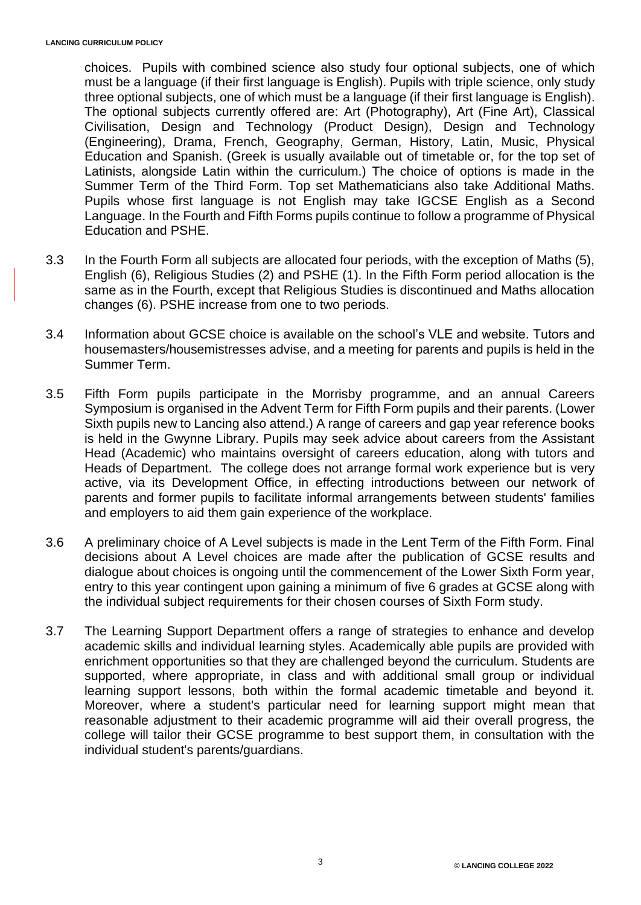choices. Pupils with combined science also study four optional subjects, one of which must be a language (if their first language is English). Pupils with triple science, only study three optional subjects, one of which must be a language (if their first language is English). The optional subjects currently offered are: Art (Photography), Art (Fine Art), Classical Civilisation, Design and Technology (Product Design), Design and Technology (Engineering), Drama, French, Geography, German, History, Latin, Music, Physical Education and Spanish. (Greek is usually available out of timetable or, for the top set of Latinists, alongside Latin within the curriculum.) The choice of options is made in the Summer Term of the Third Form. Top set Mathematicians also take Additional Maths. Pupils whose first language is not English may take IGCSE English as a Second Language. In the Fourth and Fifth Forms pupils continue to follow a programme of Physical Education and PSHE.

3.3 In the Fourth Form all subjects are allocated four periods, with the exception of Maths (5), English (6), Religious Studies (2) and PSHE (1). In the Fifth Form period allocation is the same as in the Fourth, except that Religious Studies is discontinued and Maths allocation changes (6). PSHE increase from one to two periods.

3.4 Information about GCSE choice is available on the school's VLE and website. Tutors and housemasters/housemistresses advise, and a meeting for parents and pupils is held in the Summer Term.

3.5 Fifth Form pupils participate in the Morrisby programme, and an annual Careers Symposium is organised in the Advent Term for Fifth Form pupils and their parents. (Lower Sixth pupils new to Lancing also attend.) A range of careers and gap year reference books is held in the Gwynne Library. Pupils may seek advice about careers from the Assistant Head (Academic) who maintains oversight of careers education, along with tutors and Heads of Department. The college does not arrange formal work experience but is very active, via its Development Office, in effecting introductions between our network of parents and former pupils to facilitate informal arrangements between students' families and employers to aid them gain experience of the workplace.

3.6 A preliminary choice of A Level subjects is made in the Lent Term of the Fifth Form. Final decisions about A Level choices are made after the publication of GCSE results and dialogue about choices is ongoing until the commencement of the Lower Sixth Form year, entry to this year contingent upon gaining a minimum of five 6 grades at GCSE along with the individual subject requirements for their chosen courses of Sixth Form study.

3.7 The Learning Support Department offers a range of strategies to enhance and develop academic skills and individual learning styles. Academically able pupils are provided with enrichment opportunities so that they are challenged beyond the curriculum. Students are supported, where appropriate, in class and with additional small group or individual learning support lessons, both within the formal academic timetable and beyond it. Moreover, where a student's particular need for learning support might mean that reasonable adjustment to their academic programme will aid their overall progress, the college will tailor their GCSE programme to best support them, in consultation with the individual student's parents/guardians.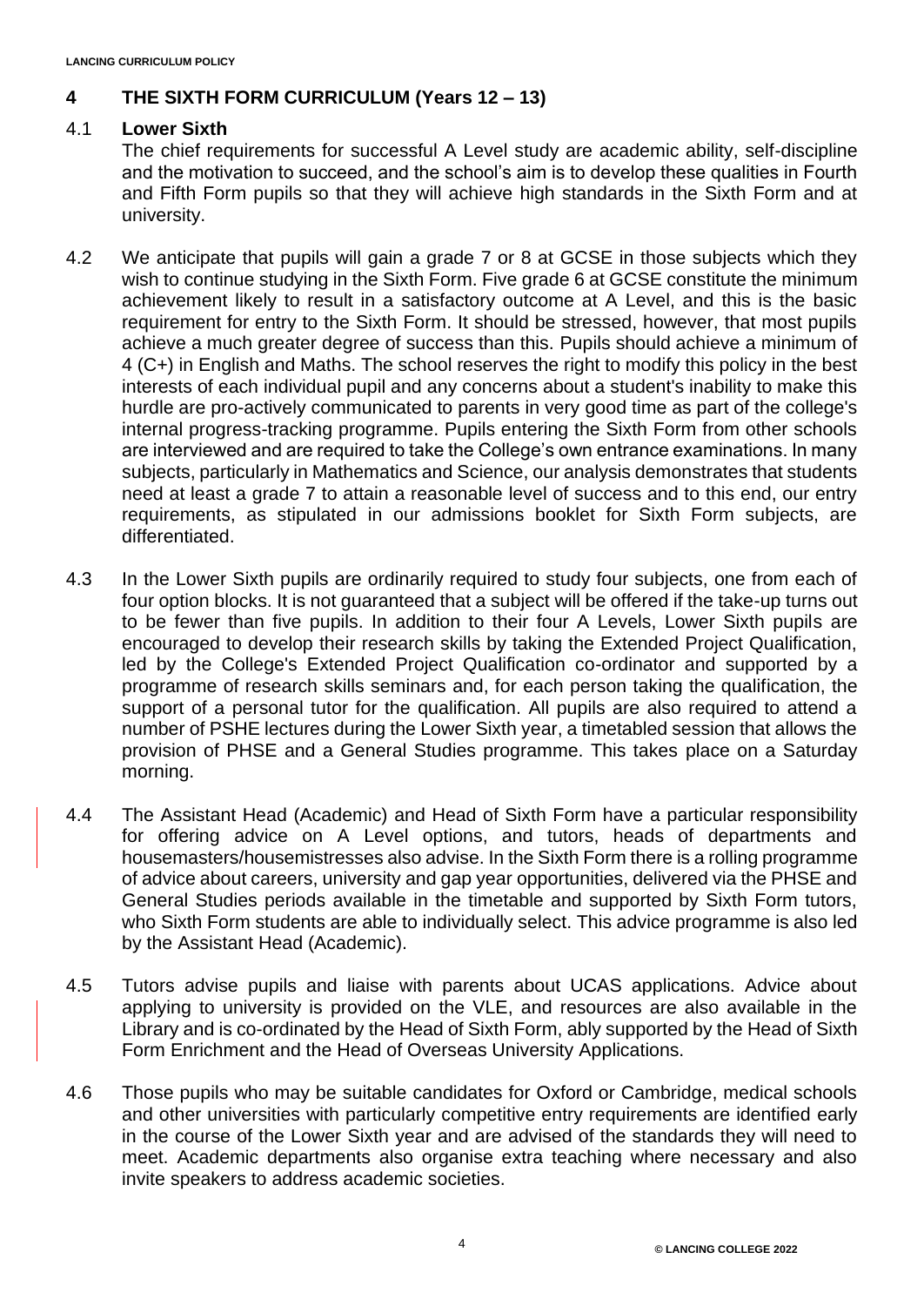## 4 THE SIXTH FORM CURRICULUM (Years 12 – 13)

### 4.1 Lower Sixth

The chief requirements for successful A Level study are academic ability, self-discipline and the motivation to succeed, and the school's aim is to develop these qualities in Fourth and Fifth Form pupils so that they will achieve high standards in the Sixth Form and at university.

4.2 We anticipate that pupils will gain a grade 7 or 8 at GCSE in those subjects which they wish to continue studying in the Sixth Form. Five grade 6 at GCSE constitute the minimum achievement likely to result in a satisfactory outcome at A Level, and this is the basic requirement for entry to the Sixth Form. It should be stressed, however, that most pupils achieve a much greater degree of success than this. Pupils should achieve a minimum of 4 (C+) in English and Maths. The school reserves the right to modify this policy in the best interests of each individual pupil and any concerns about a student's inability to make this hurdle are pro-actively communicated to parents in very good time as part of the college's internal progress-tracking programme. Pupils entering the Sixth Form from other schools are interviewed and are required to take the College's own entrance examinations. In many subjects, particularly in Mathematics and Science, our analysis demonstrates that students need at least a grade 7 to attain a reasonable level of success and to this end, our entry requirements, as stipulated in our admissions booklet for Sixth Form subjects, are differentiated.

4.3 In the Lower Sixth pupils are ordinarily required to study four subjects, one from each of four option blocks. It is not guaranteed that a subject will be offered if the take-up turns out to be fewer than five pupils. In addition to their four A Levels, Lower Sixth pupils are encouraged to develop their research skills by taking the Extended Project Qualification, led by the College's Extended Project Qualification co-ordinator and supported by a programme of research skills seminars and, for each person taking the qualification, the support of a personal tutor for the qualification. All pupils are also required to attend a number of PSHE lectures during the Lower Sixth year, a timetabled session that allows the provision of PHSE and a General Studies programme. This takes place on a Saturday morning.

4.4 The Assistant Head (Academic) and Head of Sixth Form have a particular responsibility for offering advice on A Level options, and tutors, heads of departments and housemasters/housemistresses also advise. In the Sixth Form there is a rolling programme of advice about careers, university and gap year opportunities, delivered via the PHSE and General Studies periods available in the timetable and supported by Sixth Form tutors, who Sixth Form students are able to individually select. This advice programme is also led by the Assistant Head (Academic).

4.5 Tutors advise pupils and liaise with parents about UCAS applications. Advice about applying to university is provided on the VLE, and resources are also available in the Library and is co-ordinated by the Head of Sixth Form, ably supported by the Head of Sixth Form Enrichment and the Head of Overseas University Applications.

4.6 Those pupils who may be suitable candidates for Oxford or Cambridge, medical schools and other universities with particularly competitive entry requirements are identified early in the course of the Lower Sixth year and are advised of the standards they will need to meet. Academic departments also organise extra teaching where necessary and also invite speakers to address academic societies.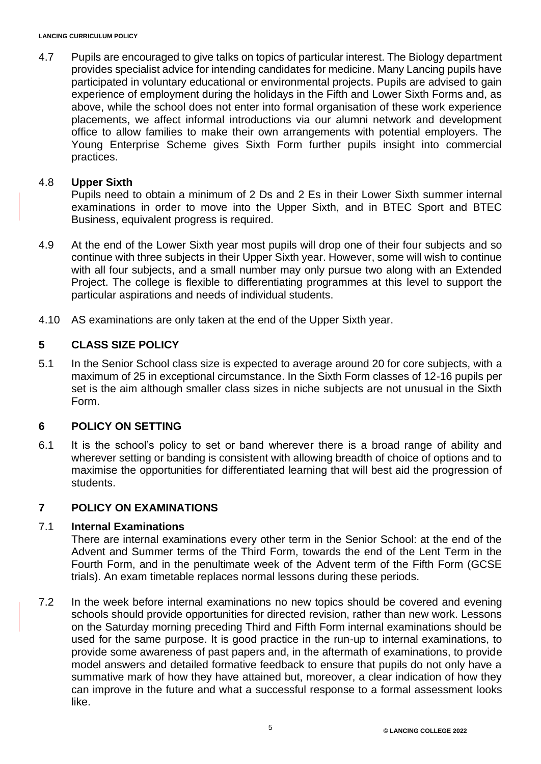4.7 Pupils are encouraged to give talks on topics of particular interest. The Biology department provides specialist advice for intending candidates for medicine. Many Lancing pupils have participated in voluntary educational or environmental projects. Pupils are advised to gain experience of employment during the holidays in the Fifth and Lower Sixth Forms and, as above, while the school does not enter into formal organisation of these work experience placements, we affect informal introductions via our alumni network and development office to allow families to make their own arrangements with potential employers. The Young Enterprise Scheme gives Sixth Form further pupils insight into commercial practices.

4.8 **Upper Sixth**

Pupils need to obtain a minimum of 2 Ds and 2 Es in their Lower Sixth summer internal examinations in order to move into the Upper Sixth, and in BTEC Sport and BTEC Business, equivalent progress is required.

4.9 At the end of the Lower Sixth year most pupils will drop one of their four subjects and so continue with three subjects in their Upper Sixth year. However, some will wish to continue with all four subjects, and a small number may only pursue two along with an Extended Project. The college is flexible to differentiating programmes at this level to support the particular aspirations and needs of individual students.

4.10 AS examinations are only taken at the end of the Upper Sixth year.

## 5 CLASS SIZE POLICY

5.1 In the Senior School class size is expected to average around 20 for core subjects, with a maximum of 25 in exceptional circumstance. In the Sixth Form classes of 12-16 pupils per set is the aim although smaller class sizes in niche subjects are not unusual in the Sixth Form.

## 6 POLICY ON SETTING

6.1 It is the school's policy to set or band wherever there is a broad range of ability and wherever setting or banding is consistent with allowing breadth of choice of options and to maximise the opportunities for differentiated learning that will best aid the progression of students.

## 7 POLICY ON EXAMINATIONS

7.1 **Internal Examinations**

There are internal examinations every other term in the Senior School: at the end of the Advent and Summer terms of the Third Form, towards the end of the Lent Term in the Fourth Form, and in the penultimate week of the Advent term of the Fifth Form (GCSE trials). An exam timetable replaces normal lessons during these periods.

7.2 In the week before internal examinations no new topics should be covered and evening schools should provide opportunities for directed revision, rather than new work. Lessons on the Saturday morning preceding Third and Fifth Form internal examinations should be used for the same purpose. It is good practice in the run-up to internal examinations, to provide some awareness of past papers and, in the aftermath of examinations, to provide model answers and detailed formative feedback to ensure that pupils do not only have a summative mark of how they have attained but, moreover, a clear indication of how they can improve in the future and what a successful response to a formal assessment looks like.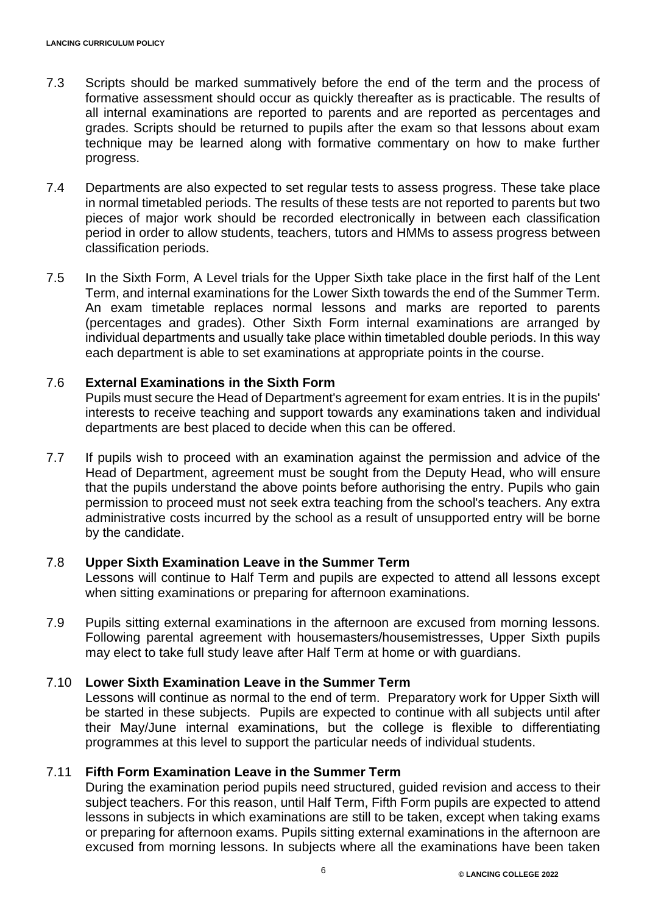7.3 Scripts should be marked summatively before the end of the term and the process of formative assessment should occur as quickly thereafter as is practicable. The results of all internal examinations are reported to parents and are reported as percentages and grades. Scripts should be returned to pupils after the exam so that lessons about exam technique may be learned along with formative commentary on how to make further progress.

7.4 Departments are also expected to set regular tests to assess progress. These take place in normal timetabled periods. The results of these tests are not reported to parents but two pieces of major work should be recorded electronically in between each classification period in order to allow students, teachers, tutors and HMMs to assess progress between classification periods.

7.5 In the Sixth Form, A Level trials for the Upper Sixth take place in the first half of the Lent Term, and internal examinations for the Lower Sixth towards the end of the Summer Term. An exam timetable replaces normal lessons and marks are reported to parents (percentages and grades). Other Sixth Form internal examinations are arranged by individual departments and usually take place within timetabled double periods. In this way each department is able to set examinations at appropriate points in the course.

7.6 **External Examinations in the Sixth Form**
Pupils must secure the Head of Department's agreement for exam entries. It is in the pupils' interests to receive teaching and support towards any examinations taken and individual departments are best placed to decide when this can be offered.

7.7 If pupils wish to proceed with an examination against the permission and advice of the Head of Department, agreement must be sought from the Deputy Head, who will ensure that the pupils understand the above points before authorising the entry. Pupils who gain permission to proceed must not seek extra teaching from the school's teachers. Any extra administrative costs incurred by the school as a result of unsupported entry will be borne by the candidate.

7.8 **Upper Sixth Examination Leave in the Summer Term**
Lessons will continue to Half Term and pupils are expected to attend all lessons except when sitting examinations or preparing for afternoon examinations.

7.9 Pupils sitting external examinations in the afternoon are excused from morning lessons. Following parental agreement with housemasters/housemistresses, Upper Sixth pupils may elect to take full study leave after Half Term at home or with guardians.

7.10 **Lower Sixth Examination Leave in the Summer Term**
Lessons will continue as normal to the end of term. Preparatory work for Upper Sixth will be started in these subjects. Pupils are expected to continue with all subjects until after their May/June internal examinations, but the college is flexible to differentiating programmes at this level to support the particular needs of individual students.

7.11 **Fifth Form Examination Leave in the Summer Term**
During the examination period pupils need structured, guided revision and access to their subject teachers. For this reason, until Half Term, Fifth Form pupils are expected to attend lessons in subjects in which examinations are still to be taken, except when taking exams or preparing for afternoon exams. Pupils sitting external examinations in the afternoon are excused from morning lessons. In subjects where all the examinations have been taken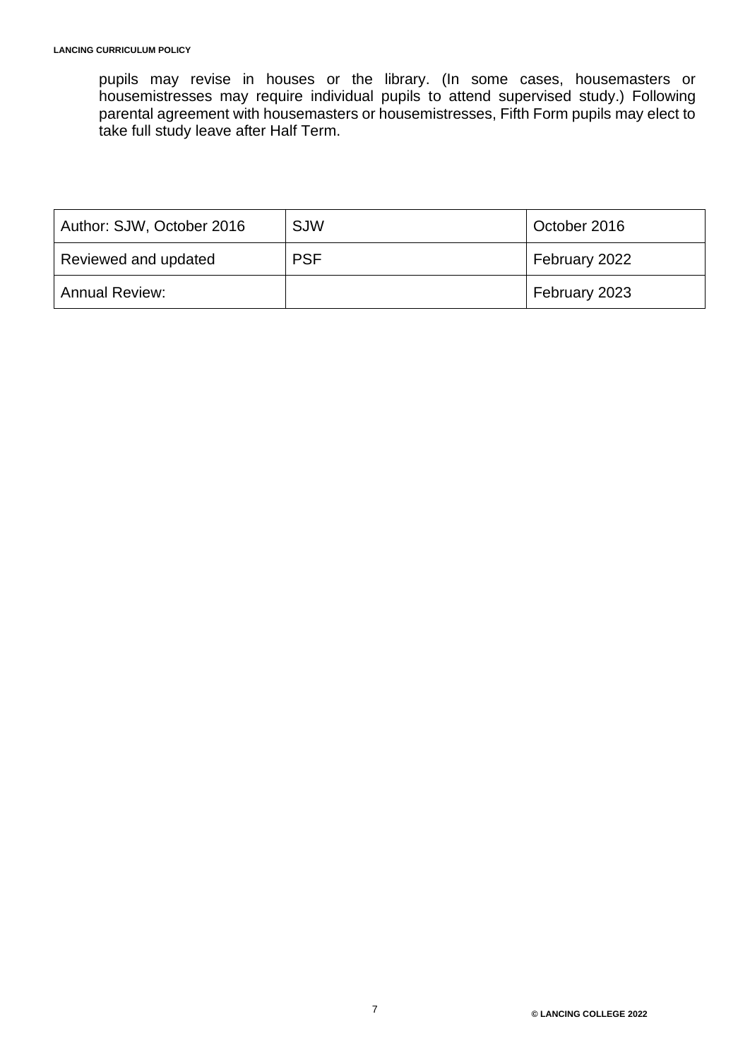pupils may revise in houses or the library. (In some cases, housemasters or housemistresses may require individual pupils to attend supervised study.) Following parental agreement with housemasters or housemistresses, Fifth Form pupils may elect to take full study leave after Half Term.

| | | |
|---|---|---|
| Author: SJW, October 2016 | SJW | October 2016 |
| Reviewed and updated | PSF | February 2022 |
| Annual Review: | | February 2023 |